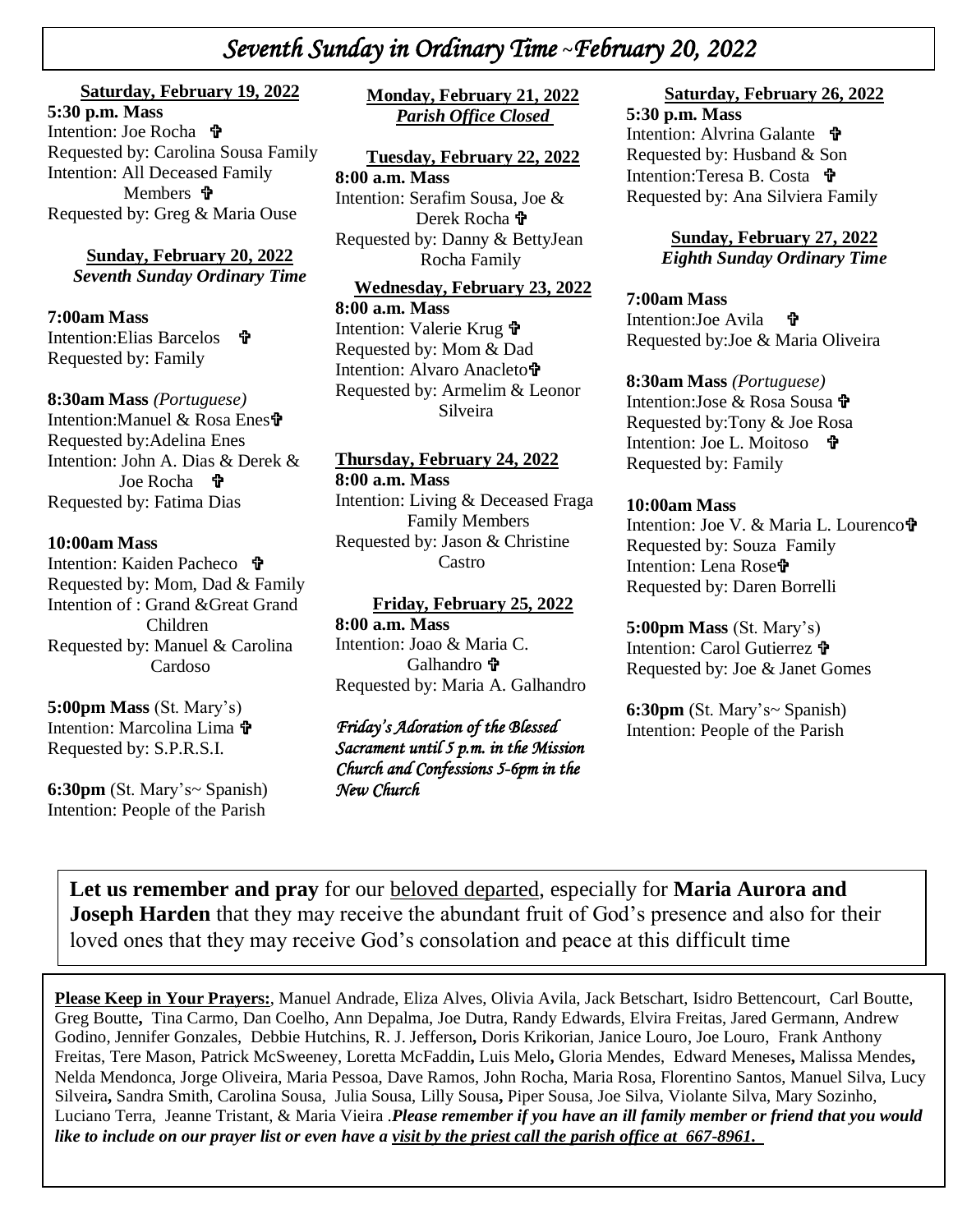# *Seventh Sunday in Ordinary Time ~February 20, 2022*

**Saturday, February 19, 2022**

**5:30 p.m. Mass**
Intention: Joe Rocha ✞
Requested by: Carolina Sousa Family
Intention: All Deceased Family Members ✞
Requested by: Greg & Maria Ouse

**Sunday, February 20, 2022**
***Seventh Sunday Ordinary Time***

**7:00am Mass**
Intention:Elias Barcelos ✞
Requested by: Family

**8:30am Mass** *(Portuguese)*
Intention:Manuel & Rosa Enes✞
Requested by:Adelina Enes
Intention: John A. Dias & Derek & Joe Rocha ✞
Requested by: Fatima Dias

**10:00am Mass**
Intention: Kaiden Pacheco ✞
Requested by: Mom, Dad & Family
Intention of : Grand &Great Grand Children
Requested by: Manuel & Carolina Cardoso

**5:00pm Mass** (St. Mary's)
Intention: Marcolina Lima ✞
Requested by: S.P.R.S.I.

**6:30pm** (St. Mary's~ Spanish)
Intention: People of the Parish

**Monday, February 21, 2022**
***Parish Office Closed***

**Tuesday, February 22, 2022**

**8:00 a.m. Mass**
Intention: Serafim Sousa, Joe & Derek Rocha ✞
Requested by: Danny & BettyJean Rocha Family

**Wednesday, February 23, 2022**

**8:00 a.m. Mass**
Intention: Valerie Krug ✞
Requested by: Mom & Dad
Intention: Alvaro Anacleto✞
Requested by: Armelim & Leonor Silveira

**Thursday, February 24, 2022**

**8:00 a.m. Mass**
Intention: Living & Deceased Fraga Family Members
Requested by: Jason & Christine Castro

**Friday, February 25, 2022**

**8:00 a.m. Mass**
Intention: Joao & Maria C. Galhandro ✞
Requested by: Maria A. Galhandro

*Friday's Adoration of the Blessed Sacrament until 5 p.m. in the Mission Church and Confessions 5-6pm in the New Church*

**Saturday, February 26, 2022**

**5:30 p.m. Mass**
Intention: Alvrina Galante ✞
Requested by: Husband & Son
Intention:Teresa B. Costa ✞
Requested by: Ana Silviera Family

**Sunday, February 27, 2022**
***Eighth Sunday Ordinary Time***

**7:00am Mass**
Intention:Joe Avila ✞
Requested by:Joe & Maria Oliveira

**8:30am Mass** *(Portuguese)*
Intention:Jose & Rosa Sousa ✞
Requested by:Tony & Joe Rosa
Intention: Joe L. Moitoso ✞
Requested by: Family

**10:00am Mass**
Intention: Joe V. & Maria L. Lourenco✞
Requested by: Souza Family
Intention: Lena Rose✞
Requested by: Daren Borrelli

**5:00pm Mass** (St. Mary's)
Intention: Carol Gutierrez ✞
Requested by: Joe & Janet Gomes

**6:30pm** (St. Mary's~ Spanish)
Intention: People of the Parish

**Let us remember and pray** for our beloved departed, especially for **Maria Aurora and Joseph Harden** that they may receive the abundant fruit of God's presence and also for their loved ones that they may receive God's consolation and peace at this difficult time

**Please Keep in Your Prayers:**, Manuel Andrade, Eliza Alves, Olivia Avila, Jack Betschart, Isidro Bettencourt, Carl Boutte, Greg Boutte**,** Tina Carmo, Dan Coelho, Ann Depalma, Joe Dutra, Randy Edwards, Elvira Freitas, Jared Germann, Andrew Godino, Jennifer Gonzales, Debbie Hutchins, R. J. Jefferson**,** Doris Krikorian, Janice Louro, Joe Louro, Frank Anthony Freitas, Tere Mason, Patrick McSweeney, Loretta McFaddin**,** Luis Melo**,** Gloria Mendes, Edward Meneses**,** Malissa Mendes**,** Nelda Mendonca, Jorge Oliveira, Maria Pessoa, Dave Ramos, John Rocha, Maria Rosa, Florentino Santos, Manuel Silva, Lucy Silveira**,** Sandra Smith, Carolina Sousa, Julia Sousa, Lilly Sousa**,** Piper Sousa, Joe Silva, Violante Silva, Mary Sozinho, Luciano Terra, Jeanne Tristant, & Maria Vieira .***Please remember if you have an ill family member or friend that you would like to include on our prayer list or even have a visit by the priest call the parish office at 667-8961.***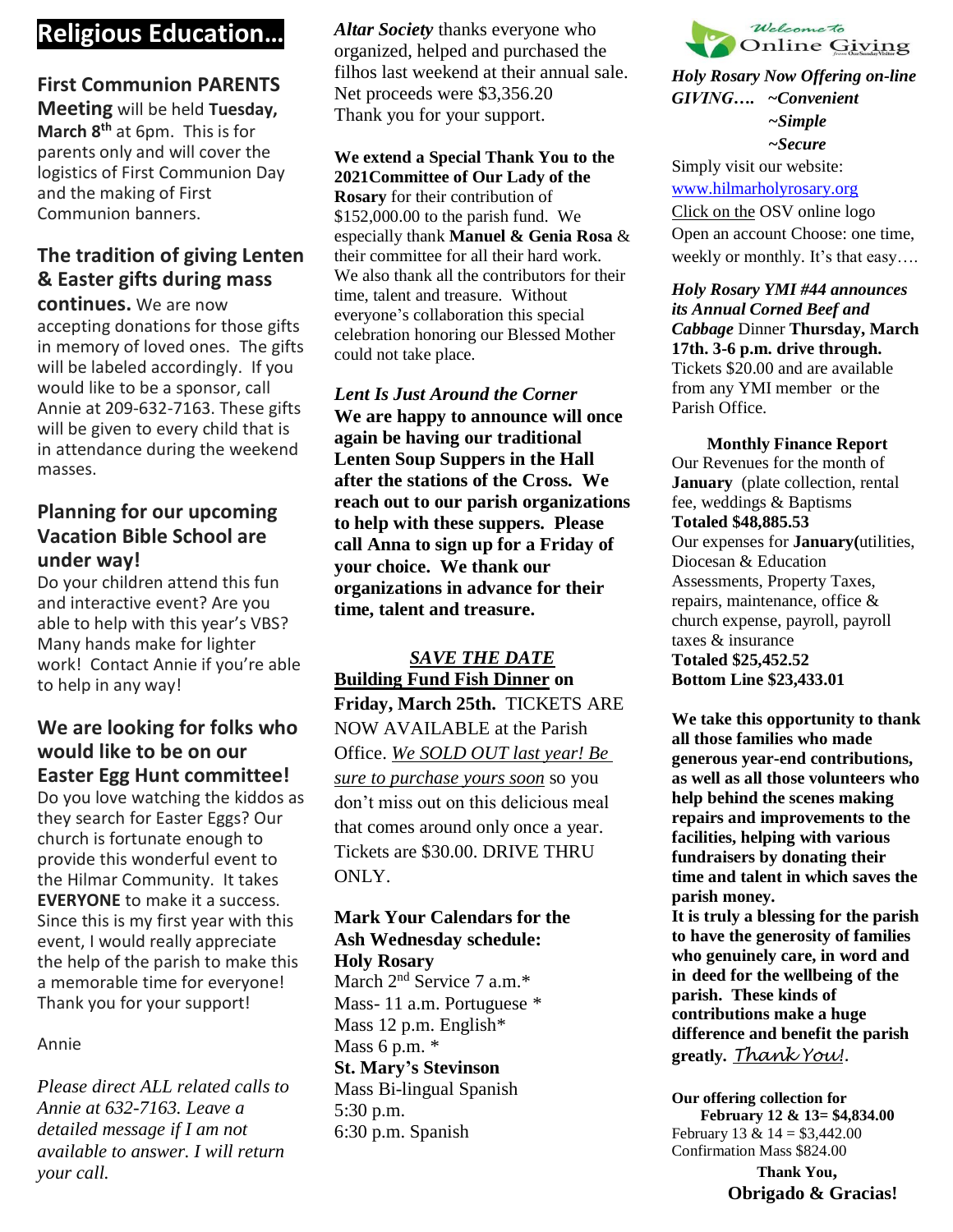# Religious Education…

## First Communion PARENTS

**Meeting** will be held **Tuesday, March 8th** at 6pm. This is for parents only and will cover the logistics of First Communion Day and the making of First Communion banners.

## The tradition of giving Lenten & Easter gifts during mass continues.

We are now accepting donations for those gifts in memory of loved ones. The gifts will be labeled accordingly. If you would like to be a sponsor, call Annie at 209-632-7163. These gifts will be given to every child that is in attendance during the weekend masses.

## Planning for our upcoming Vacation Bible School are under way!

Do your children attend this fun and interactive event? Are you able to help with this year's VBS? Many hands make for lighter work! Contact Annie if you're able to help in any way!

## We are looking for folks who would like to be on our Easter Egg Hunt committee!

Do you love watching the kiddos as they search for Easter Eggs? Our church is fortunate enough to provide this wonderful event to the Hilmar Community. It takes **EVERYONE** to make it a success. Since this is my first year with this event, I would really appreciate the help of the parish to make this a memorable time for everyone! Thank you for your support!

Annie

*Please direct ALL related calls to Annie at 632-7163. Leave a detailed message if I am not available to answer. I will return your call.*

***Altar Society*** thanks everyone who organized, helped and purchased the filhos last weekend at their annual sale. Net proceeds were $3,356.20 Thank you for your support.

**We extend a Special Thank You to the 2021Committee of Our Lady of the Rosary** for their contribution of $152,000.00 to the parish fund. We especially thank **Manuel & Genia Rosa** & their committee for all their hard work. We also thank all the contributors for their time, talent and treasure. Without everyone's collaboration this special celebration honoring our Blessed Mother could not take place.

***Lent Is Just Around the Corner***

**We are happy to announce will once again be having our traditional Lenten Soup Suppers in the Hall after the stations of the Cross. We reach out to our parish organizations to help with these suppers. Please call Anna to sign up for a Friday of your choice. We thank our organizations in advance for their time, talent and treasure.**

***SAVE THE DATE***

**Building Fund Fish Dinner on Friday, March 25th.** TICKETS ARE NOW AVAILABLE at the Parish Office. *We SOLD OUT last year! Be sure to purchase yours soon* so you don't miss out on this delicious meal that comes around only once a year. Tickets are $30.00. DRIVE THRU ONLY.

**Mark Your Calendars for the Ash Wednesday schedule:**

**Holy Rosary**
March 2nd Service 7 a.m.*
Mass- 11 a.m. Portuguese *
Mass 12 p.m. English*
Mass 6 p.m. *

**St. Mary's Stevinson**
Mass Bi-lingual Spanish
5:30 p.m.
6:30 p.m. Spanish

Welcome to Online Giving

***Holy Rosary Now Offering on-line GIVING…. ~Convenient ~Simple ~Secure***

Simply visit our website: www.hilmarholyrosary.org
Click on the OSV online logo
Open an account Choose: one time, weekly or monthly. It's that easy….

***Holy Rosary YMI #44 announces its Annual Corned Beef and Cabbage*** Dinner **Thursday, March 17th. 3-6 p.m. drive through.** Tickets $20.00 and are available from any YMI member or the Parish Office.

**Monthly Finance Report**

Our Revenues for the month of **January** (plate collection, rental fee, weddings & Baptisms
**Totaled $48,885.53**
Our expenses for **January(**utilities, Diocesan & Education Assessments, Property Taxes, repairs, maintenance, office & church expense, payroll, payroll taxes & insurance
**Totaled $25,452.52**
**Bottom Line $23,433.01**

**We take this opportunity to thank all those families who made generous year-end contributions, as well as all those volunteers who help behind the scenes making repairs and improvements to the facilities, helping with various fundraisers by donating their time and talent in which saves the parish money.**

**It is truly a blessing for the parish to have the generosity of families who genuinely care, in word and in deed for the wellbeing of the parish. These kinds of contributions make a huge difference and benefit the parish greatly.** *Thank You!*.

**Our offering collection for February 12 & 13= $4,834.00**
February 13 & 14 = $3,442.00
Confirmation Mass $824.00

**Thank You,**
**Obrigado & Gracias!**